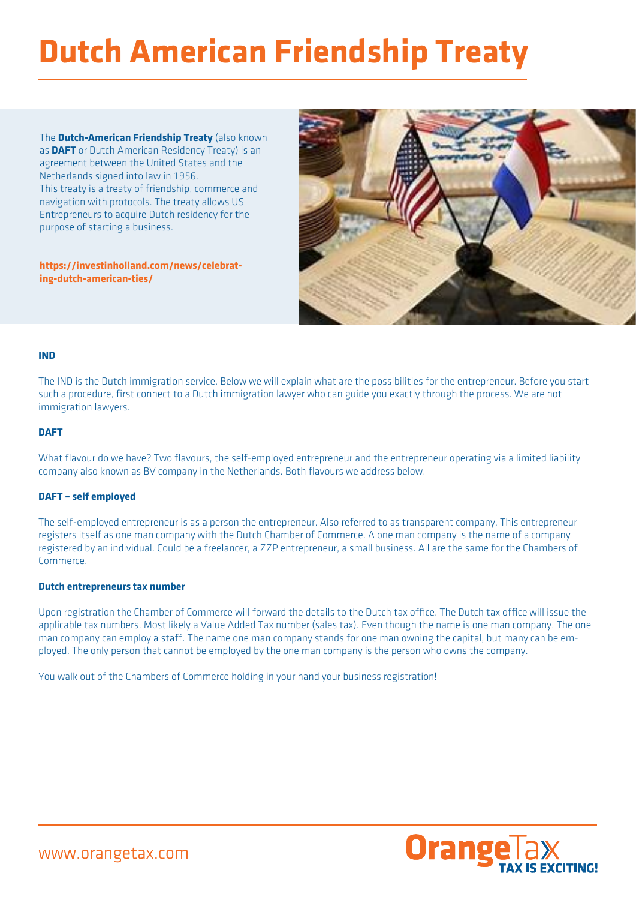# Dutch American Friendship Treaty

The **Dutch-American Friendship Treaty** (also known as **DAFT** or Dutch American Residency Treaty) is an agreement between the United States and the Netherlands signed into law in 1956. This treaty is a treaty of friendship, commerce and navigation with protocols. The treaty allows US Entrepreneurs to acquire Dutch residency for the purpose of starting a business.

**https://investinholland.com/news/celebrating-dutch-american-ties/**

**IND**

The IND is the Dutch immigration service. Below we will explain what are the possibilities for the entrepreneur. Before you start such a procedure, first connect to a Dutch immigration lawyer who can guide you exactly through the process. We are not immigration lawyers.

**DAFT**

What flavour do we have? Two flavours, the self-employed entrepreneur and the entrepreneur operating via a limited liability company also known as BV company in the Netherlands. Both flavours we address below.

**DAFT – self employed**

The self-employed entrepreneur is as a person the entrepreneur. Also referred to as transparent company. This entrepreneur registers itself as one man company with the Dutch Chamber of Commerce. A one man company is the name of a company registered by an individual. Could be a freelancer, a ZZP entrepreneur, a small business. All are the same for the Chambers of Commerce.

**Dutch entrepreneurs tax number**

Upon registration the Chamber of Commerce will forward the details to the Dutch tax office. The Dutch tax office will issue the applicable tax numbers. Most likely a Value Added Tax number (sales tax). Even though the name is one man company. The one man company can employ a staff. The name one man company stands for one man owning the capital, but many can be employed. The only person that cannot be employed by the one man company is the person who owns the company.

You walk out of the Chambers of Commerce holding in your hand your business registration!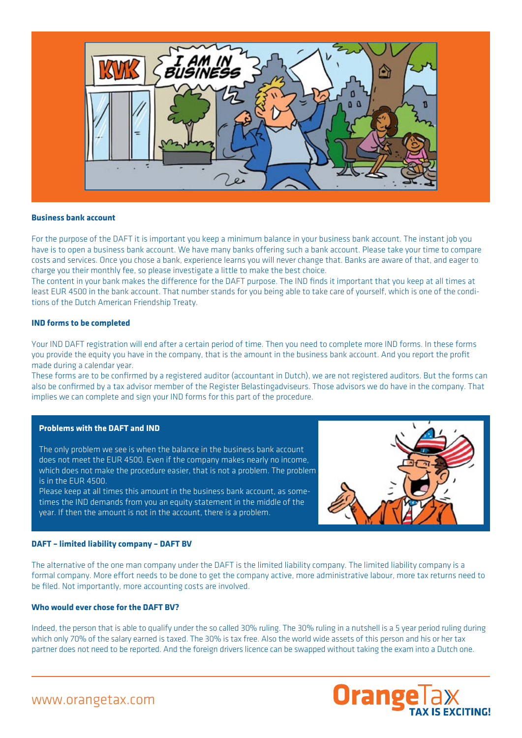**Business bank account**

For the purpose of the DAFT it is important you keep a minimum balance in your business bank account. The instant job you have is to open a business bank account. We have many banks offering such a bank account. Please take your time to compare costs and services. Once you chose a bank, experience learns you will never change that. Banks are aware of that, and eager to charge you their monthly fee, so please investigate a little to make the best choice.
The content in your bank makes the difference for the DAFT purpose. The IND finds it important that you keep at all times at least EUR 4500 in the bank account. That number stands for you being able to take care of yourself, which is one of the conditions of the Dutch American Friendship Treaty.

**IND forms to be completed**

Your IND DAFT registration will end after a certain period of time. Then you need to complete more IND forms. In these forms you provide the equity you have in the company, that is the amount in the business bank account. And you report the profit made during a calendar year.
These forms are to be confirmed by a registered auditor (accountant in Dutch), we are not registered auditors. But the forms can also be confirmed by a tax advisor member of the Register Belastingadviseurs. Those advisors we do have in the company. That implies we can complete and sign your IND forms for this part of the procedure.

**Problems with the DAFT and IND**

The only problem we see is when the balance in the business bank account does not meet the EUR 4500. Even if the company makes nearly no income, which does not make the procedure easier, that is not a problem. The problem is in the EUR 4500.
Please keep at all times this amount in the business bank account, as sometimes the IND demands from you an equity statement in the middle of the year. If then the amount is not in the account, there is a problem.

**DAFT – limited liability company – DAFT BV**

The alternative of the one man company under the DAFT is the limited liability company. The limited liability company is a formal company. More effort needs to be done to get the company active, more administrative labour, more tax returns need to be filed. Not importantly, more accounting costs are involved.

**Who would ever chose for the DAFT BV?**

Indeed, the person that is able to qualify under the so called 30% ruling. The 30% ruling in a nutshell is a 5 year period ruling during which only 70% of the salary earned is taxed. The 30% is tax free. Also the world wide assets of this person and his or her tax partner does not need to be reported. And the foreign drivers licence can be swapped without taking the exam into a Dutch one.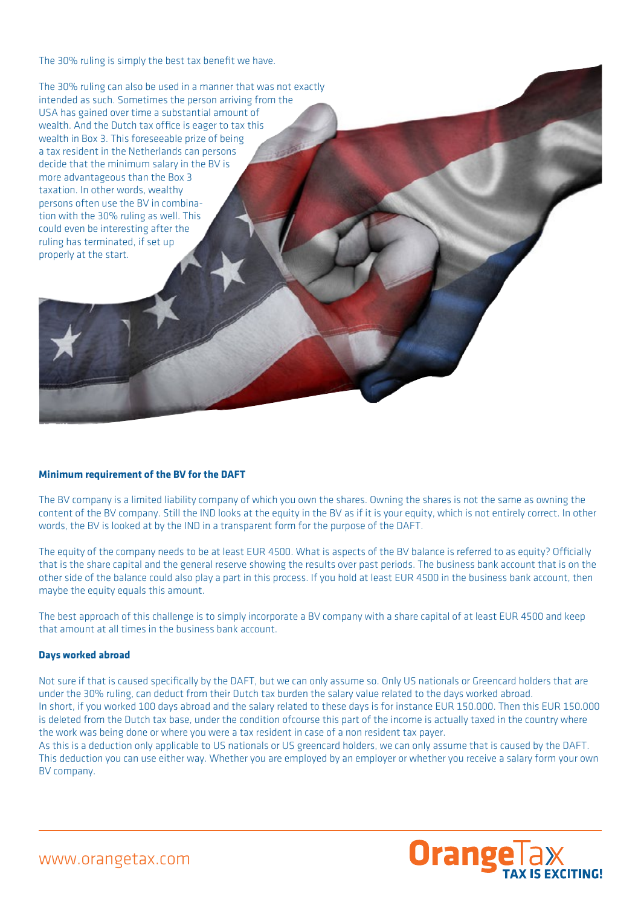The 30% ruling is simply the best tax benefit we have.

The 30% ruling can also be used in a manner that was not exactly intended as such. Sometimes the person arriving from the USA has gained over time a substantial amount of wealth. And the Dutch tax office is eager to tax this wealth in Box 3. This foreseeable prize of being a tax resident in the Netherlands can persons decide that the minimum salary in the BV is more advantageous than the Box 3 taxation. In other words, wealthy persons often use the BV in combination with the 30% ruling as well. This could even be interesting after the ruling has terminated, if set up properly at the start.

**Minimum requirement of the BV for the DAFT**

The BV company is a limited liability company of which you own the shares. Owning the shares is not the same as owning the content of the BV company. Still the IND looks at the equity in the BV as if it is your equity, which is not entirely correct. In other words, the BV is looked at by the IND in a transparent form for the purpose of the DAFT.

The equity of the company needs to be at least EUR 4500. What is aspects of the BV balance is referred to as equity? Officially that is the share capital and the general reserve showing the results over past periods. The business bank account that is on the other side of the balance could also play a part in this process. If you hold at least EUR 4500 in the business bank account, then maybe the equity equals this amount.

The best approach of this challenge is to simply incorporate a BV company with a share capital of at least EUR 4500 and keep that amount at all times in the business bank account.

**Days worked abroad**

Not sure if that is caused specifically by the DAFT, but we can only assume so. Only US nationals or Greencard holders that are under the 30% ruling, can deduct from their Dutch tax burden the salary value related to the days worked abroad.
In short, if you worked 100 days abroad and the salary related to these days is for instance EUR 150.000. Then this EUR 150.000 is deleted from the Dutch tax base, under the condition ofcourse this part of the income is actually taxed in the country where the work was being done or where you were a tax resident in case of a non resident tax payer.
As this is a deduction only applicable to US nationals or US greencard holders, we can only assume that is caused by the DAFT. This deduction you can use either way. Whether you are employed by an employer or whether you receive a salary form your own BV company.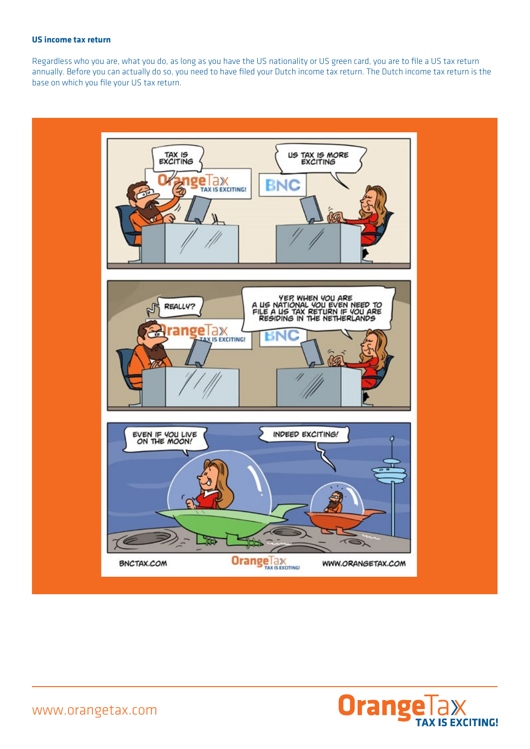**US income tax return**

Regardless who you are, what you do, as long as you have the US nationality or US green card, you are to file a US tax return annually. Before you can actually do so, you need to have filed your Dutch income tax return. The Dutch income tax return is the base on which you file your US tax return.

TAX IS EXCITING

US TAX IS MORE EXCITING

REALLY?

YEP, WHEN YOU ARE A US NATIONAL YOU EVEN NEED TO FILE A US TAX RETURN IF YOU ARE RESIDING IN THE NETHERLANDS

EVEN IF YOU LIVE ON THE MOON!

INDEED EXCITING!

BNCTAX.COM

WWW.ORANGETAX.COM